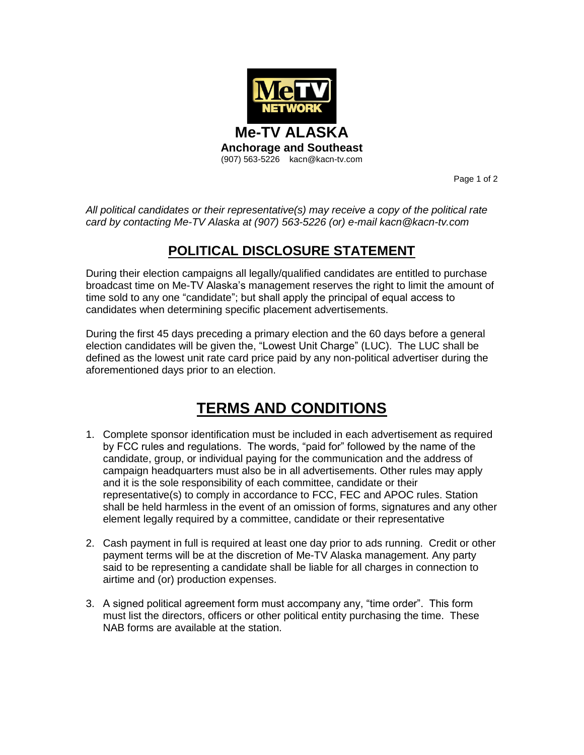# Me-TV ALASKA

**Anchorage and Southeast**

(907) 563-5226 kacn@kacn-tv.com

*All political candidates or their representative(s) may receive a copy of the political rate card by contacting Me-TV Alaska at (907) 563-5226 (or) e-mail kacn@kacn-tv.com*

## POLITICAL DISCLOSURE STATEMENT

During their election campaigns all legally/qualified candidates are entitled to purchase broadcast time on Me-TV Alaska's management reserves the right to limit the amount of time sold to any one "candidate"; but shall apply the principal of equal access to candidates when determining specific placement advertisements.

During the first 45 days preceding a primary election and the 60 days before a general election candidates will be given the, "Lowest Unit Charge" (LUC). The LUC shall be defined as the lowest unit rate card price paid by any non-political advertiser during the aforementioned days prior to an election.

## TERMS AND CONDITIONS

1. Complete sponsor identification must be included in each advertisement as required by FCC rules and regulations. The words, "paid for" followed by the name of the candidate, group, or individual paying for the communication and the address of campaign headquarters must also be in all advertisements. Other rules may apply and it is the sole responsibility of each committee, candidate or their representative(s) to comply in accordance to FCC, FEC and APOC rules. Station shall be held harmless in the event of an omission of forms, signatures and any other element legally required by a committee, candidate or their representative

2. Cash payment in full is required at least one day prior to ads running. Credit or other payment terms will be at the discretion of Me-TV Alaska management. Any party said to be representing a candidate shall be liable for all charges in connection to airtime and (or) production expenses.

3. A signed political agreement form must accompany any, "time order". This form must list the directors, officers or other political entity purchasing the time. These NAB forms are available at the station.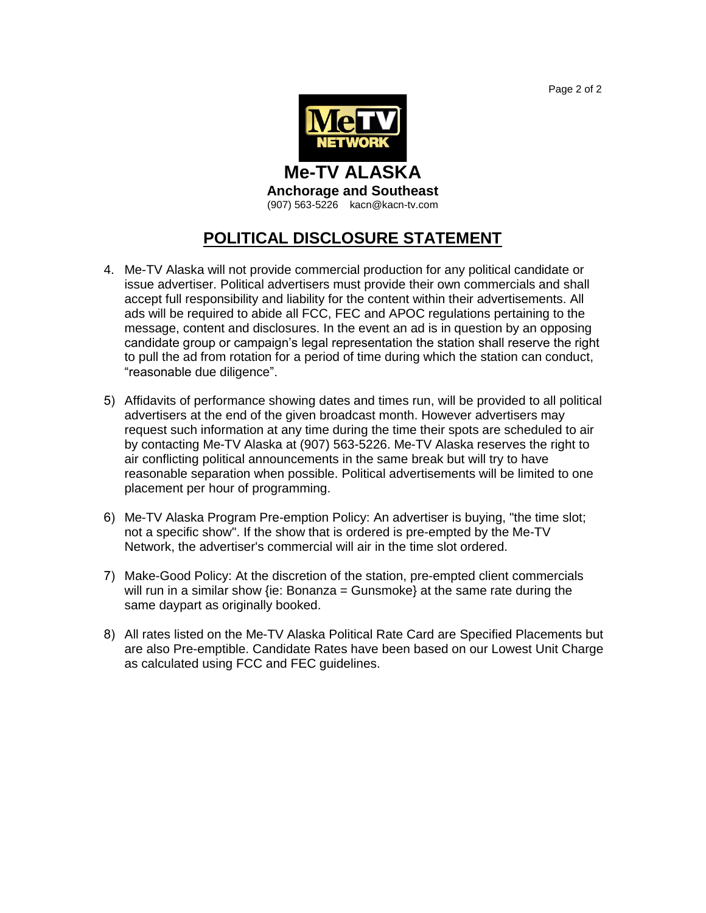# Me-TV ALASKA

**Anchorage and Southeast**

(907) 563-5226 kacn@kacn-tv.com

## POLITICAL DISCLOSURE STATEMENT

4. Me-TV Alaska will not provide commercial production for any political candidate or issue advertiser. Political advertisers must provide their own commercials and shall accept full responsibility and liability for the content within their advertisements. All ads will be required to abide all FCC, FEC and APOC regulations pertaining to the message, content and disclosures. In the event an ad is in question by an opposing candidate group or campaign's legal representation the station shall reserve the right to pull the ad from rotation for a period of time during which the station can conduct, "reasonable due diligence".

5) Affidavits of performance showing dates and times run, will be provided to all political advertisers at the end of the given broadcast month. However advertisers may request such information at any time during the time their spots are scheduled to air by contacting Me-TV Alaska at (907) 563-5226. Me-TV Alaska reserves the right to air conflicting political announcements in the same break but will try to have reasonable separation when possible. Political advertisements will be limited to one placement per hour of programming.

6) Me-TV Alaska Program Pre-emption Policy: An advertiser is buying, "the time slot; not a specific show". If the show that is ordered is pre-empted by the Me-TV Network, the advertiser's commercial will air in the time slot ordered.

7) Make-Good Policy: At the discretion of the station, pre-empted client commercials will run in a similar show {ie: Bonanza = Gunsmoke} at the same rate during the same daypart as originally booked.

8) All rates listed on the Me-TV Alaska Political Rate Card are Specified Placements but are also Pre-emptible. Candidate Rates have been based on our Lowest Unit Charge as calculated using FCC and FEC guidelines.